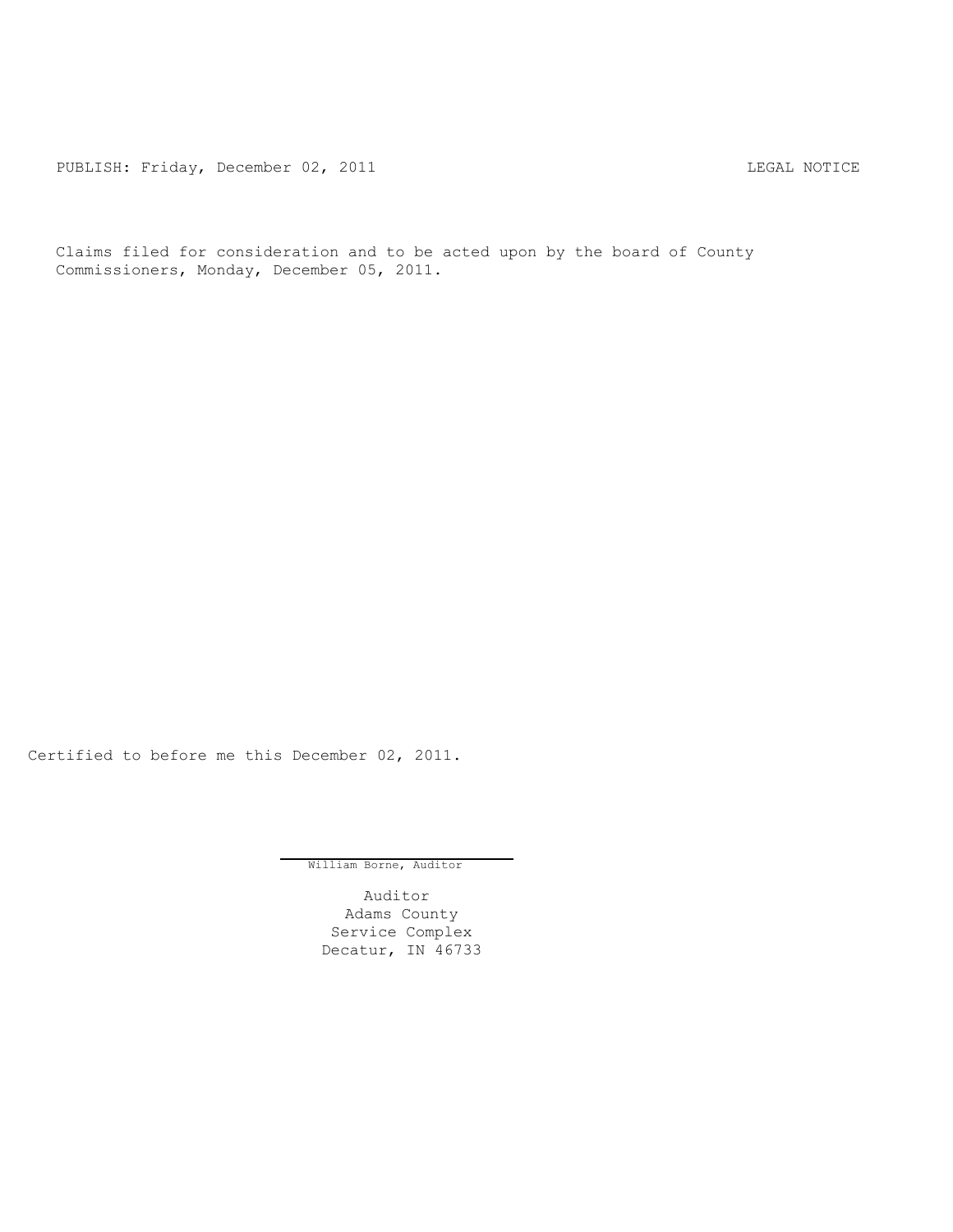PUBLISH: Friday, December 02, 2011 LEGAL NOTICE

Claims filed for consideration and to be acted upon by the board of County Commissioners, Monday, December 05, 2011.

Certified to before me this December 02, 2011.

William Borne, Auditor

Auditor
Adams County
Service Complex
Decatur, IN 46733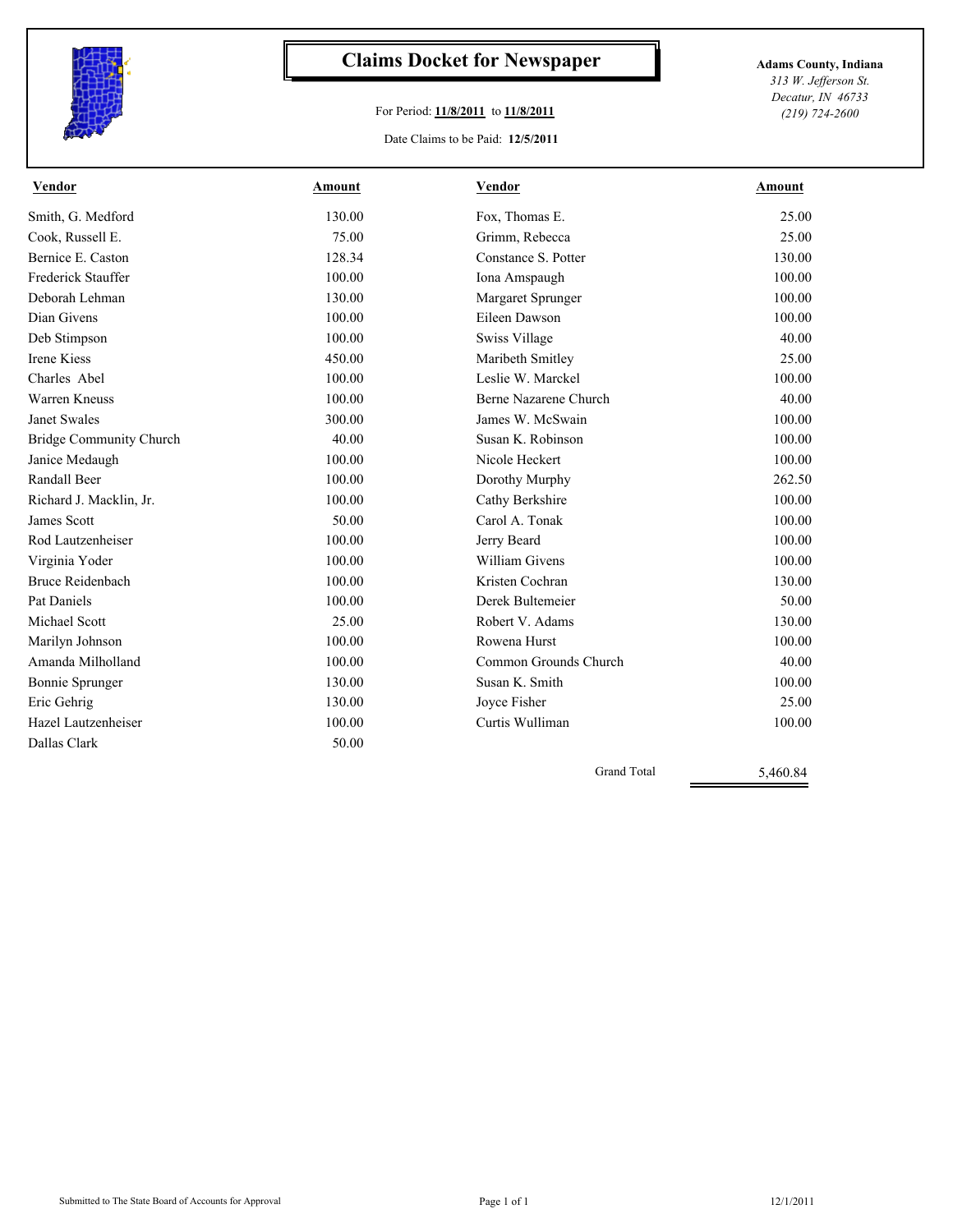# Claims Docket for Newspaper

For Period: **11/8/2011** to **11/8/2011**

Date Claims to be Paid: **12/5/2011**

**Adams County, Indiana**
*313 W. Jefferson St.*
*Decatur, IN 46733*
*(219) 724-2600*

| Vendor | Amount | Vendor | Amount |
|---|---|---|---|
| Smith, G. Medford | 130.00 | Fox, Thomas E. | 25.00 |
| Cook, Russell E. | 75.00 | Grimm, Rebecca | 25.00 |
| Bernice E. Caston | 128.34 | Constance S. Potter | 130.00 |
| Frederick Stauffer | 100.00 | Iona Amspaugh | 100.00 |
| Deborah Lehman | 130.00 | Margaret Sprunger | 100.00 |
| Dian Givens | 100.00 | Eileen Dawson | 100.00 |
| Deb Stimpson | 100.00 | Swiss Village | 40.00 |
| Irene Kiess | 450.00 | Maribeth Smitley | 25.00 |
| Charles Abel | 100.00 | Leslie W. Marckel | 100.00 |
| Warren Kneuss | 100.00 | Berne Nazarene Church | 40.00 |
| Janet Swales | 300.00 | James W. McSwain | 100.00 |
| Bridge Community Church | 40.00 | Susan K. Robinson | 100.00 |
| Janice Medaugh | 100.00 | Nicole Heckert | 100.00 |
| Randall Beer | 100.00 | Dorothy Murphy | 262.50 |
| Richard J. Macklin, Jr. | 100.00 | Cathy Berkshire | 100.00 |
| James Scott | 50.00 | Carol A. Tonak | 100.00 |
| Rod Lautzenheiser | 100.00 | Jerry Beard | 100.00 |
| Virginia Yoder | 100.00 | William Givens | 100.00 |
| Bruce Reidenbach | 100.00 | Kristen Cochran | 130.00 |
| Pat Daniels | 100.00 | Derek Bultemeier | 50.00 |
| Michael Scott | 25.00 | Robert V. Adams | 130.00 |
| Marilyn Johnson | 100.00 | Rowena Hurst | 100.00 |
| Amanda Milholland | 100.00 | Common Grounds Church | 40.00 |
| Bonnie Sprunger | 130.00 | Susan K. Smith | 100.00 |
| Eric Gehrig | 130.00 | Joyce Fisher | 25.00 |
| Hazel Lautzenheiser | 100.00 | Curtis Wulliman | 100.00 |
| Dallas Clark | 50.00 | | |
| | | Grand Total | 5,460.84 |

Submitted to The State Board of Accounts for Approval

12/1/2011